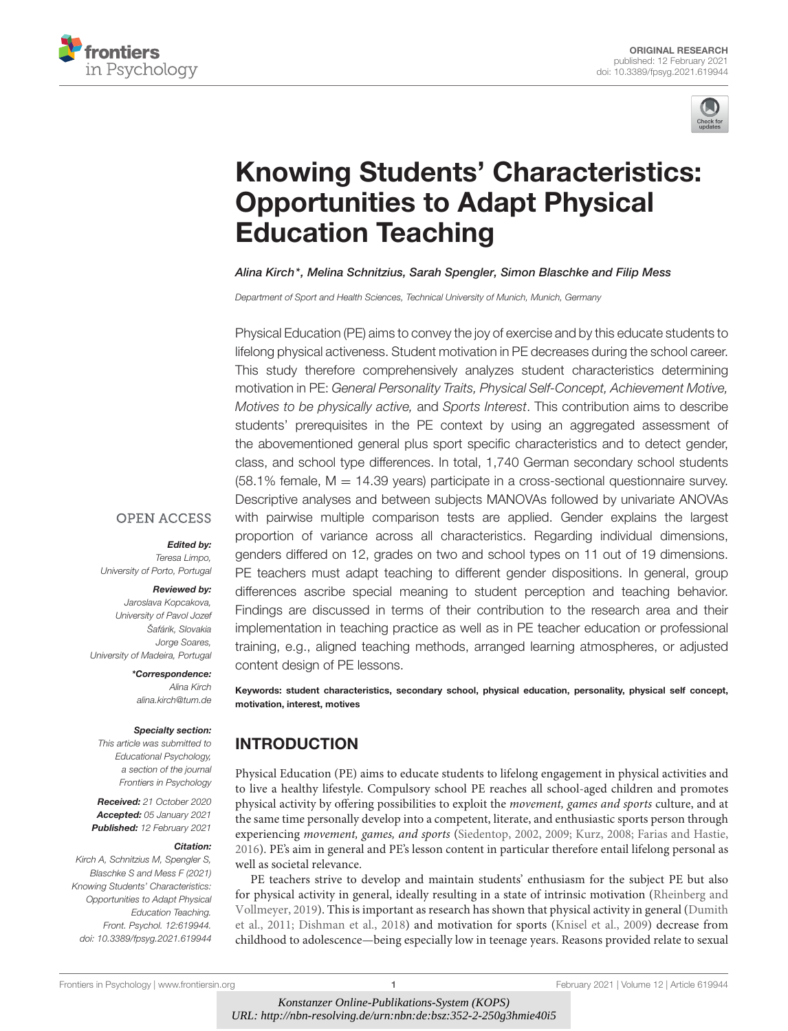ORIGINAL RESEARCH
published: 12 February 2021
doi: 10.3389/fpsyg.2021.619944

# Knowing Students' Characteristics: Opportunities to Adapt Physical Education Teaching

*Alina Kirch\*, Melina Schnitzius, Sarah Spengler, Simon Blaschke and Filip Mess*

*Department of Sport and Health Sciences, Technical University of Munich, Munich, Germany*

Physical Education (PE) aims to convey the joy of exercise and by this educate students to lifelong physical activeness. Student motivation in PE decreases during the school career. This study therefore comprehensively analyzes student characteristics determining motivation in PE: *General Personality Traits, Physical Self-Concept, Achievement Motive, Motives to be physically active,* and *Sports Interest*. This contribution aims to describe students' prerequisites in the PE context by using an aggregated assessment of the abovementioned general plus sport specific characteristics and to detect gender, class, and school type differences. In total, 1,740 German secondary school students (58.1% female, M = 14.39 years) participate in a cross-sectional questionnaire survey. Descriptive analyses and between subjects MANOVAs followed by univariate ANOVAs with pairwise multiple comparison tests are applied. Gender explains the largest proportion of variance across all characteristics. Regarding individual dimensions, genders differed on 12, grades on two and school types on 11 out of 19 dimensions. PE teachers must adapt teaching to different gender dispositions. In general, group differences ascribe special meaning to student perception and teaching behavior. Findings are discussed in terms of their contribution to the research area and their implementation in teaching practice as well as in PE teacher education or professional training, e.g., aligned teaching methods, arranged learning atmospheres, or adjusted content design of PE lessons.

**Keywords: student characteristics, secondary school, physical education, personality, physical self concept, motivation, interest, motives**

OPEN ACCESS

***Edited by:***
*Teresa Limpo,*
*University of Porto, Portugal*

***Reviewed by:***
*Jaroslava Kopcakova,*
*University of Pavol Jozef Šafárik, Slovakia*
*Jorge Soares,*
*University of Madeira, Portugal*

***\*Correspondence:***
*Alina Kirch*
*alina.kirch@tum.de*

***Specialty section:***
*This article was submitted to Educational Psychology, a section of the journal Frontiers in Psychology*

***Received:*** *21 October 2020*
***Accepted:*** *05 January 2021*
***Published:*** *12 February 2021*

***Citation:***
*Kirch A, Schnitzius M, Spengler S, Blaschke S and Mess F (2021) Knowing Students' Characteristics: Opportunities to Adapt Physical Education Teaching. Front. Psychol. 12:619944. doi: 10.3389/fpsyg.2021.619944*

## INTRODUCTION

Physical Education (PE) aims to educate students to lifelong engagement in physical activities and to live a healthy lifestyle. Compulsory school PE reaches all school-aged children and promotes physical activity by offering possibilities to exploit the *movement, games and sports* culture, and at the same time personally develop into a competent, literate, and enthusiastic sports person through experiencing *movement, games, and sports* (Siedentop, 2002, 2009; Kurz, 2008; Farias and Hastie, 2016). PE's aim in general and PE's lesson content in particular therefore entail lifelong personal as well as societal relevance.

PE teachers strive to develop and maintain students' enthusiasm for the subject PE but also for physical activity in general, ideally resulting in a state of intrinsic motivation (Rheinberg and Vollmeyer, 2019). This is important as research has shown that physical activity in general (Dumith et al., 2011; Dishman et al., 2018) and motivation for sports (Knisel et al., 2009) decrease from childhood to adolescence—being especially low in teenage years. Reasons provided relate to sexual

*Konstanzer Online-Publikations-System (KOPS)*
*URL: http://nbn-resolving.de/urn:nbn:de:bsz:352-2-250g3hmie40i5*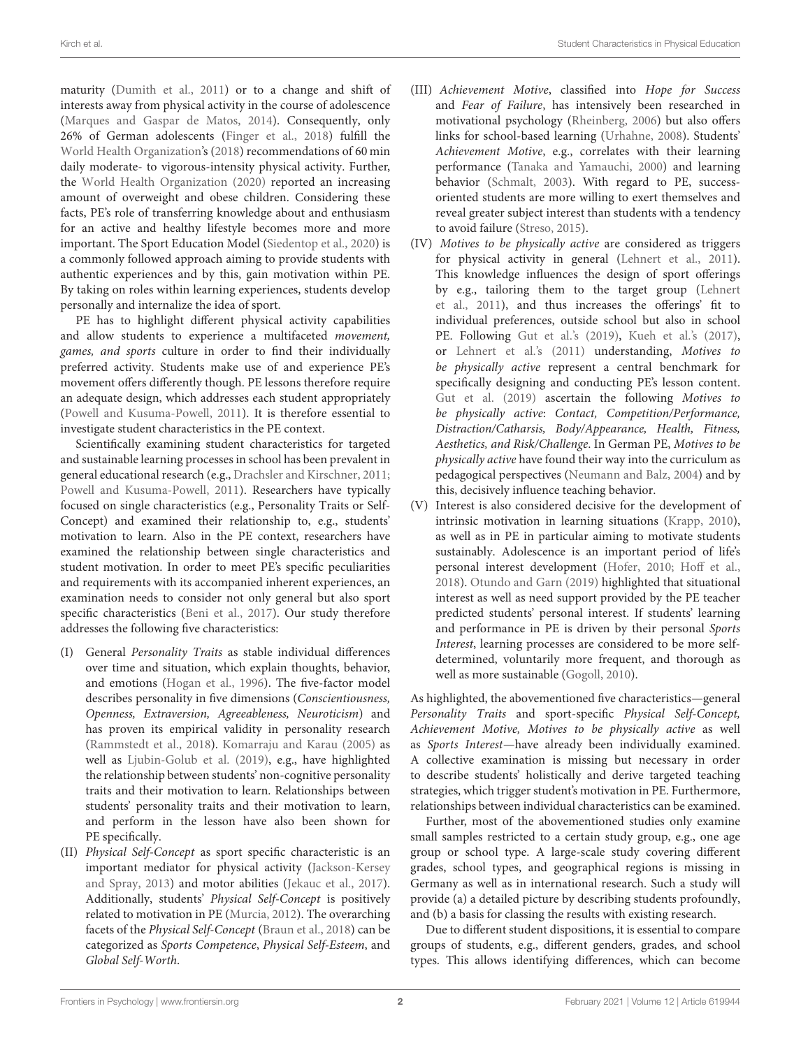maturity (Dumith et al., 2011) or to a change and shift of interests away from physical activity in the course of adolescence (Marques and Gaspar de Matos, 2014). Consequently, only 26% of German adolescents (Finger et al., 2018) fulfill the World Health Organization's (2018) recommendations of 60 min daily moderate- to vigorous-intensity physical activity. Further, the World Health Organization (2020) reported an increasing amount of overweight and obese children. Considering these facts, PE's role of transferring knowledge about and enthusiasm for an active and healthy lifestyle becomes more and more important. The Sport Education Model (Siedentop et al., 2020) is a commonly followed approach aiming to provide students with authentic experiences and by this, gain motivation within PE. By taking on roles within learning experiences, students develop personally and internalize the idea of sport.

PE has to highlight different physical activity capabilities and allow students to experience a multifaceted *movement, games, and sports* culture in order to find their individually preferred activity. Students make use of and experience PE's movement offers differently though. PE lessons therefore require an adequate design, which addresses each student appropriately (Powell and Kusuma-Powell, 2011). It is therefore essential to investigate student characteristics in the PE context.

Scientifically examining student characteristics for targeted and sustainable learning processes in school has been prevalent in general educational research (e.g., Drachsler and Kirschner, 2011; Powell and Kusuma-Powell, 2011). Researchers have typically focused on single characteristics (e.g., Personality Traits or Self-Concept) and examined their relationship to, e.g., students' motivation to learn. Also in the PE context, researchers have examined the relationship between single characteristics and student motivation. In order to meet PE's specific peculiarities and requirements with its accompanied inherent experiences, an examination needs to consider not only general but also sport specific characteristics (Beni et al., 2017). Our study therefore addresses the following five characteristics:

(I) General *Personality Traits* as stable individual differences over time and situation, which explain thoughts, behavior, and emotions (Hogan et al., 1996). The five-factor model describes personality in five dimensions (*Conscientiousness, Openness, Extraversion, Agreeableness, Neuroticism*) and has proven its empirical validity in personality research (Rammstedt et al., 2018). Komarraju and Karau (2005) as well as Ljubin-Golub et al. (2019), e.g., have highlighted the relationship between students' non-cognitive personality traits and their motivation to learn. Relationships between students' personality traits and their motivation to learn, and perform in the lesson have also been shown for PE specifically.

(II) *Physical Self-Concept* as sport specific characteristic is an important mediator for physical activity (Jackson-Kersey and Spray, 2013) and motor abilities (Jekauc et al., 2017). Additionally, students' *Physical Self-Concept* is positively related to motivation in PE (Murcia, 2012). The overarching facets of the *Physical Self-Concept* (Braun et al., 2018) can be categorized as *Sports Competence*, *Physical Self-Esteem*, and *Global Self-Worth*.

(III) *Achievement Motive*, classified into *Hope for Success* and *Fear of Failure*, has intensively been researched in motivational psychology (Rheinberg, 2006) but also offers links for school-based learning (Urhahne, 2008). Students' *Achievement Motive*, e.g., correlates with their learning performance (Tanaka and Yamauchi, 2000) and learning behavior (Schmalt, 2003). With regard to PE, success-oriented students are more willing to exert themselves and reveal greater subject interest than students with a tendency to avoid failure (Streso, 2015).

(IV) *Motives to be physically active* are considered as triggers for physical activity in general (Lehnert et al., 2011). This knowledge influences the design of sport offerings by e.g., tailoring them to the target group (Lehnert et al., 2011), and thus increases the offerings' fit to individual preferences, outside school but also in school PE. Following Gut et al.'s (2019), Kueh et al.'s (2017), or Lehnert et al.'s (2011) understanding, *Motives to be physically active* represent a central benchmark for specifically designing and conducting PE's lesson content. Gut et al. (2019) ascertain the following *Motives to be physically active*: *Contact, Competition/Performance, Distraction/Catharsis, Body/Appearance, Health, Fitness, Aesthetics, and Risk/Challenge*. In German PE, *Motives to be physically active* have found their way into the curriculum as pedagogical perspectives (Neumann and Balz, 2004) and by this, decisively influence teaching behavior.

(V) Interest is also considered decisive for the development of intrinsic motivation in learning situations (Krapp, 2010), as well as in PE in particular aiming to motivate students sustainably. Adolescence is an important period of life's personal interest development (Hofer, 2010; Hoff et al., 2018). Otundo and Garn (2019) highlighted that situational interest as well as need support provided by the PE teacher predicted students' personal interest. If students' learning and performance in PE is driven by their personal *Sports Interest*, learning processes are considered to be more self-determined, voluntarily more frequent, and thorough as well as more sustainable (Gogoll, 2010).

As highlighted, the abovementioned five characteristics—general *Personality Traits* and sport-specific *Physical Self-Concept, Achievement Motive, Motives to be physically active* as well as *Sports Interest*—have already been individually examined. A collective examination is missing but necessary in order to describe students' holistically and derive targeted teaching strategies, which trigger student's motivation in PE. Furthermore, relationships between individual characteristics can be examined.

Further, most of the abovementioned studies only examine small samples restricted to a certain study group, e.g., one age group or school type. A large-scale study covering different grades, school types, and geographical regions is missing in Germany as well as in international research. Such a study will provide (a) a detailed picture by describing students profoundly, and (b) a basis for classing the results with existing research.

Due to different student dispositions, it is essential to compare groups of students, e.g., different genders, grades, and school types. This allows identifying differences, which can become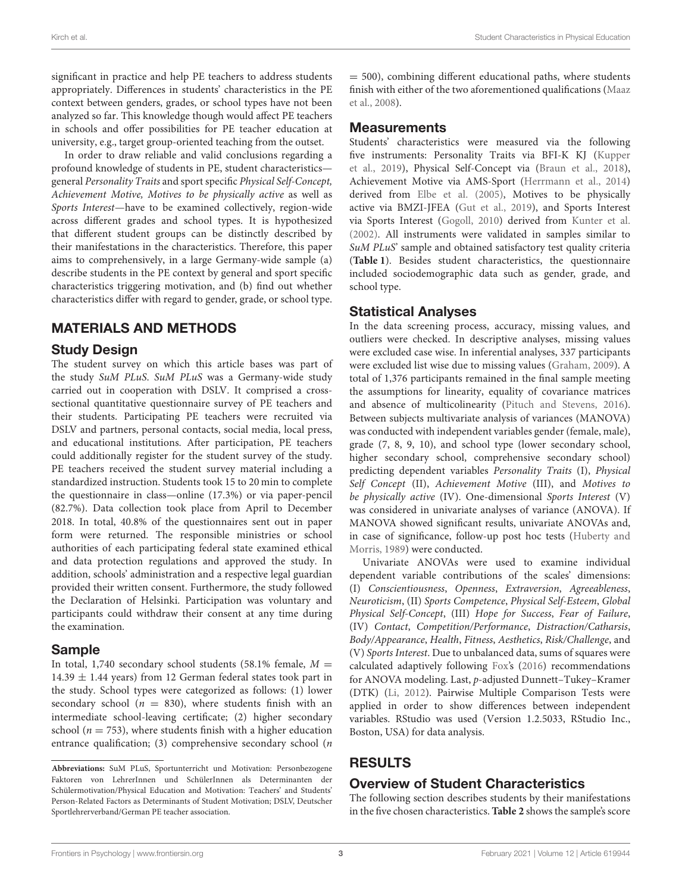significant in practice and help PE teachers to address students appropriately. Differences in students' characteristics in the PE context between genders, grades, or school types have not been analyzed so far. This knowledge though would affect PE teachers in schools and offer possibilities for PE teacher education at university, e.g., target group-oriented teaching from the outset.

In order to draw reliable and valid conclusions regarding a profound knowledge of students in PE, student characteristics—general *Personality Traits* and sport specific *Physical Self-Concept, Achievement Motive, Motives to be physically active* as well as *Sports Interest*—have to be examined collectively, region-wide across different grades and school types. It is hypothesized that different student groups can be distinctly described by their manifestations in the characteristics. Therefore, this paper aims to comprehensively, in a large Germany-wide sample (a) describe students in the PE context by general and sport specific characteristics triggering motivation, and (b) find out whether characteristics differ with regard to gender, grade, or school type.

## MATERIALS AND METHODS

### Study Design

The student survey on which this article bases was part of the study *SuM PLuS*. *SuM PLuS* was a Germany-wide study carried out in cooperation with DSLV. It comprised a cross-sectional quantitative questionnaire survey of PE teachers and their students. Participating PE teachers were recruited via DSLV and partners, personal contacts, social media, local press, and educational institutions. After participation, PE teachers could additionally register for the student survey of the study. PE teachers received the student survey material including a standardized instruction. Students took 15 to 20 min to complete the questionnaire in class—online (17.3%) or via paper-pencil (82.7%). Data collection took place from April to December 2018. In total, 40.8% of the questionnaires sent out in paper form were returned. The responsible ministries or school authorities of each participating federal state examined ethical and data protection regulations and approved the study. In addition, schools' administration and a respective legal guardian provided their written consent. Furthermore, the study followed the Declaration of Helsinki. Participation was voluntary and participants could withdraw their consent at any time during the examination.

### Sample

In total, 1,740 secondary school students (58.1% female, $M = 14.39 \pm 1.44$ years) from 12 German federal states took part in the study. School types were categorized as follows: (1) lower secondary school ($n = 830$), where students finish with an intermediate school-leaving certificate; (2) higher secondary school ($n = 753$), where students finish with a higher education entrance qualification; (3) comprehensive secondary school ($n = 500$), combining different educational paths, where students finish with either of the two aforementioned qualifications (Maaz et al., 2008).

### Measurements

Students' characteristics were measured via the following five instruments: Personality Traits via BFI-K KJ (Kupper et al., 2019), Physical Self-Concept via (Braun et al., 2018), Achievement Motive via AMS-Sport (Herrmann et al., 2014) derived from Elbe et al. (2005), Motives to be physically active via BMZI-JFEA (Gut et al., 2019), and Sports Interest via Sports Interest (Gogoll, 2010) derived from Kunter et al. (2002). All instruments were validated in samples similar to *SuM PLuS*' sample and obtained satisfactory test quality criteria (**Table 1**). Besides student characteristics, the questionnaire included sociodemographic data such as gender, grade, and school type.

### Statistical Analyses

In the data screening process, accuracy, missing values, and outliers were checked. In descriptive analyses, missing values were excluded case wise. In inferential analyses, 337 participants were excluded list wise due to missing values (Graham, 2009). A total of 1,376 participants remained in the final sample meeting the assumptions for linearity, equality of covariance matrices and absence of multicolinearity (Pituch and Stevens, 2016). Between subjects multivariate analysis of variances (MANOVA) was conducted with independent variables gender (female, male), grade (7, 8, 9, 10), and school type (lower secondary school, higher secondary school, comprehensive secondary school) predicting dependent variables *Personality Traits* (I), *Physical Self Concept* (II), *Achievement Motive* (III), and *Motives to be physically active* (IV). One-dimensional *Sports Interest* (V) was considered in univariate analyses of variance (ANOVA). If MANOVA showed significant results, univariate ANOVAs and, in case of significance, follow-up post hoc tests (Huberty and Morris, 1989) were conducted.

Univariate ANOVAs were used to examine individual dependent variable contributions of the scales' dimensions: (I) *Conscientiousness*, *Openness*, *Extraversion*, *Agreeableness*, *Neuroticism*, (II) *Sports Competence*, *Physical Self-Esteem*, *Global Physical Self-Concept*, (III) *Hope for Success*, *Fear of Failure*, (IV) *Contact*, *Competition/Performance*, *Distraction/Catharsis*, *Body/Appearance*, *Health*, *Fitness*, *Aesthetics*, *Risk/Challenge*, and (V) *Sports Interest*. Due to unbalanced data, sums of squares were calculated adaptively following Fox's (2016) recommendations for ANOVA modeling. Last, *p*-adjusted Dunnett–Tukey–Kramer (DTK) (Li, 2012). Pairwise Multiple Comparison Tests were applied in order to show differences between independent variables. RStudio was used (Version 1.2.5033, RStudio Inc., Boston, USA) for data analysis.

## RESULTS

### Overview of Student Characteristics

The following section describes students by their manifestations in the five chosen characteristics. **Table 2** shows the sample's score

**Abbreviations:** SuM PLuS, Sportunterricht und Motivation: Personbezogene Faktoren von LehrerInnen und SchülerInnen als Determinanten der Schülermotivation/Physical Education and Motivation: Teachers' and Students' Person-Related Factors as Determinants of Student Motivation; DSLV, Deutscher Sportlehrerverband/German PE teacher association.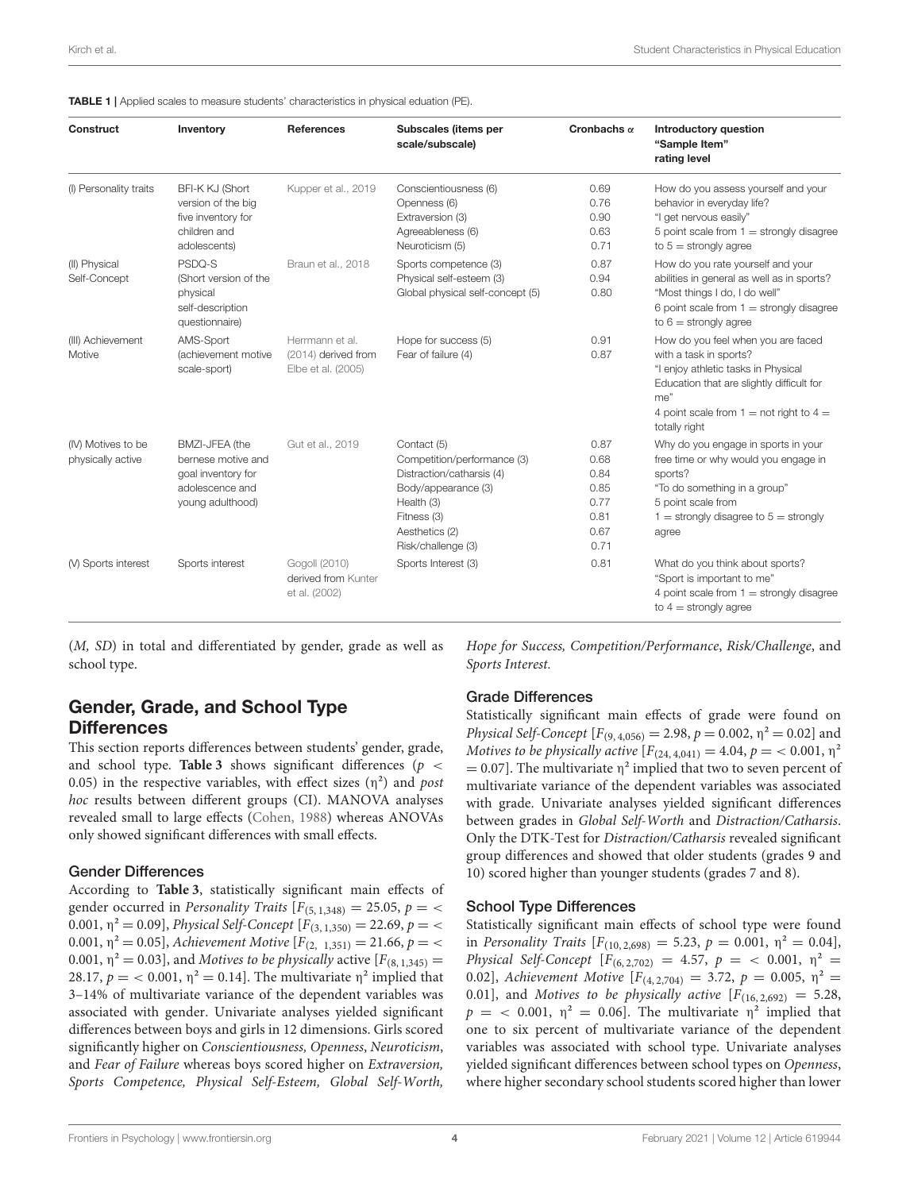**TABLE 1** | Applied scales to measure students' characteristics in physical eduation (PE).

| Construct | Inventory | References | Subscales (items per scale/subscale) | Cronbachs α | Introductory question "Sample Item" rating level |
|---|---|---|---|---|---|
| (I) Personality traits | BFI-K KJ (Short version of the big five inventory for children and adolescents) | Kupper et al., 2019 | Conscientiousness (6)<br>Openness (6)<br>Extraversion (3)<br>Agreeableness (6)<br>Neuroticism (5) | 0.69<br>0.76<br>0.90<br>0.63<br>0.71 | How do you assess yourself and your behavior in everyday life?<br>"I get nervous easily"<br>5 point scale from 1 = strongly disagree to 5 = strongly agree |
| (II) Physical Self-Concept | PSDQ-S (Short version of the physical self-description questionnaire) | Braun et al., 2018 | Sports competence (3)<br>Physical self-esteem (3)<br>Global physical self-concept (5) | 0.87<br>0.94<br>0.80 | How do you rate yourself and your abilities in general as well as in sports?<br>"Most things I do, I do well"<br>6 point scale from 1 = strongly disagree to 6 = strongly agree |
| (III) Achievement Motive | AMS-Sport (achievement motive scale-sport) | Herrmann et al. (2014) derived from Elbe et al. (2005) | Hope for success (5)<br>Fear of failure (4) | 0.91<br>0.87 | How do you feel when you are faced with a task in sports?<br>"I enjoy athletic tasks in Physical Education that are slightly difficult for me"<br>4 point scale from 1 = not right to 4 = totally right |
| (IV) Motives to be physically active | BMZI-JFEA (the bernese motive and goal inventory for adolescence and young adulthood) | Gut et al., 2019 | Contact (5)<br>Competition/performance (3)<br>Distraction/catharsis (4)<br>Body/appearance (3)<br>Health (3)<br>Fitness (3)<br>Aesthetics (2)<br>Risk/challenge (3) | 0.87<br>0.68<br>0.84<br>0.85<br>0.77<br>0.81<br>0.67<br>0.71 | Why do you engage in sports in your free time or why would you engage in sports?<br>"To do something in a group"<br>5 point scale from 1 = strongly disagree to 5 = strongly agree |
| (V) Sports interest | Sports interest | Gogoll (2010) derived from Kunter et al. (2002) | Sports Interest (3) | 0.81 | What do you think about sports?<br>"Sport is important to me"<br>4 point scale from 1 = strongly disagree to 4 = strongly agree |

(*M, SD*) in total and differentiated by gender, grade as well as school type.

## Gender, Grade, and School Type Differences

This section reports differences between students' gender, grade, and school type. **Table 3** shows significant differences ($p < 0.05$) in the respective variables, with effect sizes ($\eta^2$) and *post hoc* results between different groups (CI). MANOVA analyses revealed small to large effects (Cohen, 1988) whereas ANOVAs only showed significant differences with small effects.

### Gender Differences

According to **Table 3**, statistically significant main effects of gender occurred in *Personality Traits* [$F_{(5,1,348)} = 25.05$, $p = < 0.001$, $\eta^2 = 0.09$], *Physical Self-Concept* [$F_{(3,1,350)} = 22.69$, $p = < 0.001$, $\eta^2 = 0.05$], *Achievement Motive* [$F_{(2,1,351)} = 21.66$, $p = < 0.001$, $\eta^2 = 0.03$], and *Motives to be physically* active [$F_{(8,1,345)} = 28.17$, $p = < 0.001$, $\eta^2 = 0.14$]. The multivariate $\eta^2$ implied that 3–14% of multivariate variance of the dependent variables was associated with gender. Univariate analyses yielded significant differences between boys and girls in 12 dimensions. Girls scored significantly higher on *Conscientiousness, Openness*, *Neuroticism*, and *Fear of Failure* whereas boys scored higher on *Extraversion, Sports Competence, Physical Self-Esteem, Global Self-Worth, Hope for Success, Competition/Performance*, *Risk/Challenge*, and *Sports Interest.*

### Grade Differences

Statistically significant main effects of grade were found on *Physical Self-Concept* [$F_{(9,4,056)} = 2.98$, $p = 0.002$, $\eta^2 = 0.02$] and *Motives to be physically active* [$F_{(24,4,041)} = 4.04$, $p = < 0.001$, $\eta^2 = 0.07$]. The multivariate $\eta^2$ implied that two to seven percent of multivariate variance of the dependent variables was associated with grade. Univariate analyses yielded significant differences between grades in *Global Self-Worth* and *Distraction/Catharsis*. Only the DTK-Test for *Distraction/Catharsis* revealed significant group differences and showed that older students (grades 9 and 10) scored higher than younger students (grades 7 and 8).

### School Type Differences

Statistically significant main effects of school type were found in *Personality Traits* [$F_{(10,2,698)} = 5.23$, $p = 0.001$, $\eta^2 = 0.04$], *Physical Self-Concept* [$F_{(6,2,702)} = 4.57$, $p = < 0.001$, $\eta^2 = 0.02$], *Achievement Motive* [$F_{(4,2,704)} = 3.72$, $p = 0.005$, $\eta^2 = 0.01$], and *Motives to be physically active* [$F_{(16,2,692)} = 5.28$, $p = < 0.001$, $\eta^2 = 0.06$]. The multivariate $\eta^2$ implied that one to six percent of multivariate variance of the dependent variables was associated with school type. Univariate analyses yielded significant differences between school types on *Openness*, where higher secondary school students scored higher than lower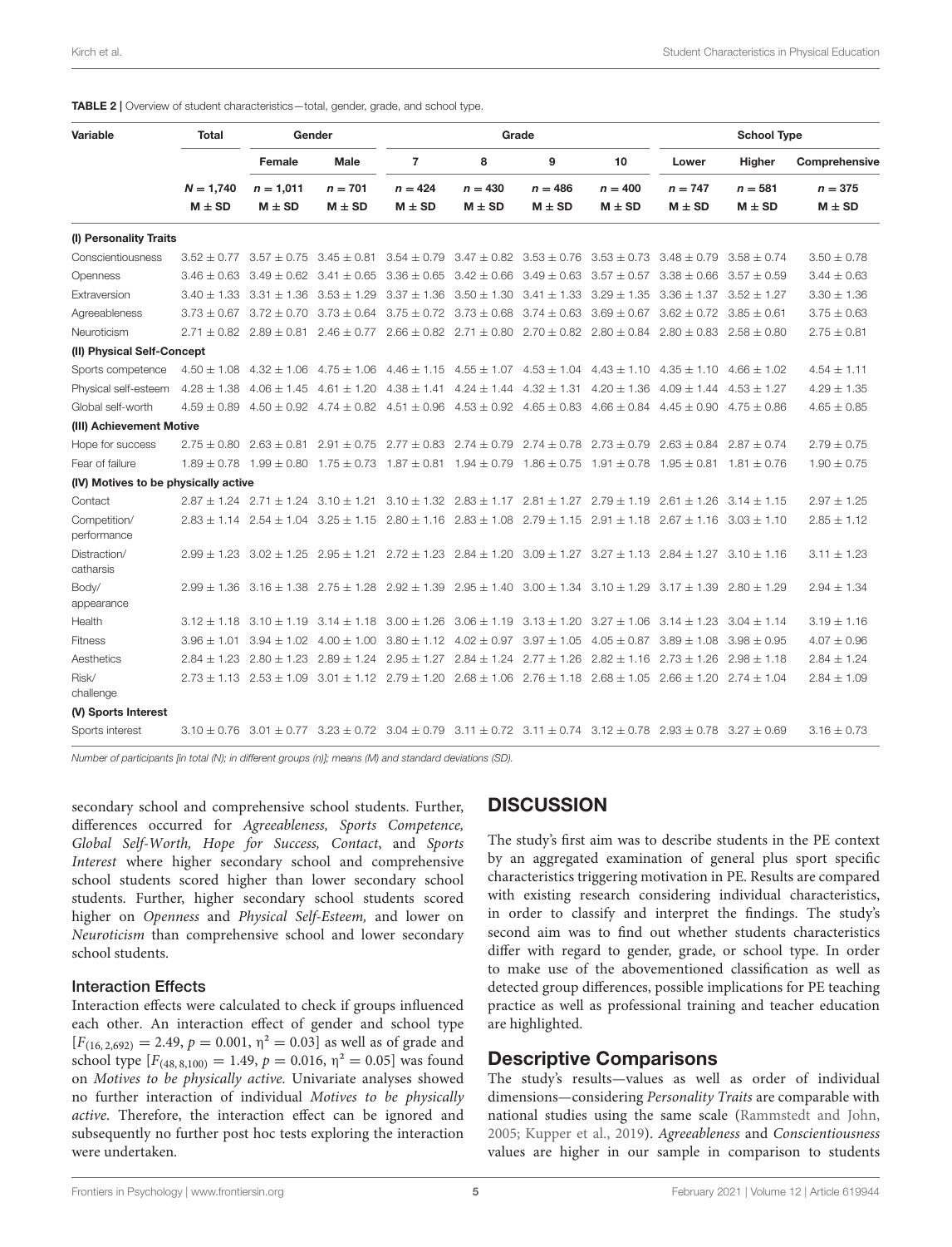**TABLE 2 |** Overview of student characteristics—total, gender, grade, and school type.

| Variable | Total | Gender | | Grade | | | | School Type | | |
|---|---|---|---|---|---|---|---|---|---|---|
| | | Female | Male | 7 | 8 | 9 | 10 | Lower | Higher | Comprehensive |
| | $N = 1,740$ M ± SD | $n = 1,011$ M ± SD | $n = 701$ M ± SD | $n = 424$ M ± SD | $n = 430$ M ± SD | $n = 486$ M ± SD | $n = 400$ M ± SD | $n = 747$ M ± SD | $n = 581$ M ± SD | $n = 375$ M ± SD |
| **(I) Personality Traits** | | | | | | | | | | |
| Conscientiousness | 3.52 ± 0.77 | 3.57 ± 0.75 | 3.45 ± 0.81 | 3.54 ± 0.79 | 3.47 ± 0.82 | 3.53 ± 0.76 | 3.53 ± 0.73 | 3.48 ± 0.79 | 3.58 ± 0.74 | 3.50 ± 0.78 |
| Openness | 3.46 ± 0.63 | 3.49 ± 0.62 | 3.41 ± 0.65 | 3.36 ± 0.65 | 3.42 ± 0.66 | 3.49 ± 0.63 | 3.57 ± 0.57 | 3.38 ± 0.66 | 3.57 ± 0.59 | 3.44 ± 0.63 |
| Extraversion | 3.40 ± 1.33 | 3.31 ± 1.36 | 3.53 ± 1.29 | 3.37 ± 1.36 | 3.50 ± 1.30 | 3.41 ± 1.33 | 3.29 ± 1.35 | 3.36 ± 1.37 | 3.52 ± 1.27 | 3.30 ± 1.36 |
| Agreeableness | 3.73 ± 0.67 | 3.72 ± 0.70 | 3.73 ± 0.64 | 3.75 ± 0.72 | 3.73 ± 0.68 | 3.74 ± 0.63 | 3.69 ± 0.67 | 3.62 ± 0.72 | 3.85 ± 0.61 | 3.75 ± 0.63 |
| Neuroticism | 2.71 ± 0.82 | 2.89 ± 0.81 | 2.46 ± 0.77 | 2.66 ± 0.82 | 2.71 ± 0.80 | 2.70 ± 0.82 | 2.80 ± 0.84 | 2.80 ± 0.83 | 2.58 ± 0.80 | 2.75 ± 0.81 |
| **(II) Physical Self-Concept** | | | | | | | | | | |
| Sports competence | 4.50 ± 1.08 | 4.32 ± 1.06 | 4.75 ± 1.06 | 4.46 ± 1.15 | 4.55 ± 1.07 | 4.53 ± 1.04 | 4.43 ± 1.10 | 4.35 ± 1.10 | 4.66 ± 1.02 | 4.54 ± 1.11 |
| Physical self-esteem | 4.28 ± 1.38 | 4.06 ± 1.45 | 4.61 ± 1.20 | 4.38 ± 1.41 | 4.24 ± 1.44 | 4.32 ± 1.31 | 4.20 ± 1.36 | 4.09 ± 1.44 | 4.53 ± 1.27 | 4.29 ± 1.35 |
| Global self-worth | 4.59 ± 0.89 | 4.50 ± 0.92 | 4.74 ± 0.82 | 4.51 ± 0.96 | 4.53 ± 0.92 | 4.65 ± 0.83 | 4.66 ± 0.84 | 4.45 ± 0.90 | 4.75 ± 0.86 | 4.65 ± 0.85 |
| **(III) Achievement Motive** | | | | | | | | | | |
| Hope for success | 2.75 ± 0.80 | 2.63 ± 0.81 | 2.91 ± 0.75 | 2.77 ± 0.83 | 2.74 ± 0.79 | 2.74 ± 0.78 | 2.73 ± 0.79 | 2.63 ± 0.84 | 2.87 ± 0.74 | 2.79 ± 0.75 |
| Fear of failure | 1.89 ± 0.78 | 1.99 ± 0.80 | 1.75 ± 0.73 | 1.87 ± 0.81 | 1.94 ± 0.79 | 1.86 ± 0.75 | 1.91 ± 0.78 | 1.95 ± 0.81 | 1.81 ± 0.76 | 1.90 ± 0.75 |
| **(IV) Motives to be physically active** | | | | | | | | | | |
| Contact | 2.87 ± 1.24 | 2.71 ± 1.24 | 3.10 ± 1.21 | 3.10 ± 1.32 | 2.83 ± 1.17 | 2.81 ± 1.27 | 2.79 ± 1.19 | 2.61 ± 1.26 | 3.14 ± 1.15 | 2.97 ± 1.25 |
| Competition/ performance | 2.83 ± 1.14 | 2.54 ± 1.04 | 3.25 ± 1.15 | 2.80 ± 1.16 | 2.83 ± 1.08 | 2.79 ± 1.15 | 2.91 ± 1.18 | 2.67 ± 1.16 | 3.03 ± 1.10 | 2.85 ± 1.12 |
| Distraction/ catharsis | 2.99 ± 1.23 | 3.02 ± 1.25 | 2.95 ± 1.21 | 2.72 ± 1.23 | 2.84 ± 1.20 | 3.09 ± 1.27 | 3.27 ± 1.13 | 2.84 ± 1.27 | 3.10 ± 1.16 | 3.11 ± 1.23 |
| Body/ appearance | 2.99 ± 1.36 | 3.16 ± 1.38 | 2.75 ± 1.28 | 2.92 ± 1.39 | 2.95 ± 1.40 | 3.00 ± 1.34 | 3.10 ± 1.29 | 3.17 ± 1.39 | 2.80 ± 1.29 | 2.94 ± 1.34 |
| Health | 3.12 ± 1.18 | 3.10 ± 1.19 | 3.14 ± 1.18 | 3.00 ± 1.26 | 3.06 ± 1.19 | 3.13 ± 1.20 | 3.27 ± 1.06 | 3.14 ± 1.23 | 3.04 ± 1.14 | 3.19 ± 1.16 |
| Fitness | 3.96 ± 1.01 | 3.94 ± 1.02 | 4.00 ± 1.00 | 3.80 ± 1.12 | 4.02 ± 0.97 | 3.97 ± 1.05 | 4.05 ± 0.87 | 3.89 ± 1.08 | 3.98 ± 0.95 | 4.07 ± 0.96 |
| Aesthetics | 2.84 ± 1.23 | 2.80 ± 1.23 | 2.89 ± 1.24 | 2.95 ± 1.27 | 2.84 ± 1.24 | 2.77 ± 1.26 | 2.82 ± 1.16 | 2.73 ± 1.26 | 2.98 ± 1.18 | 2.84 ± 1.24 |
| Risk/ challenge | 2.73 ± 1.13 | 2.53 ± 1.09 | 3.01 ± 1.12 | 2.79 ± 1.20 | 2.68 ± 1.06 | 2.76 ± 1.18 | 2.68 ± 1.05 | 2.66 ± 1.20 | 2.74 ± 1.04 | 2.84 ± 1.09 |
| **(V) Sports Interest** | | | | | | | | | | |
| Sports interest | 3.10 ± 0.76 | 3.01 ± 0.77 | 3.23 ± 0.72 | 3.04 ± 0.79 | 3.11 ± 0.72 | 3.11 ± 0.74 | 3.12 ± 0.78 | 2.93 ± 0.78 | 3.27 ± 0.69 | 3.16 ± 0.73 |

*Number of participants [in total (N); in different groups (n)]; means (M) and standard deviations (SD).*

secondary school and comprehensive school students. Further, differences occurred for *Agreeableness, Sports Competence, Global Self-Worth, Hope for Success, Contact*, and *Sports Interest* where higher secondary school and comprehensive school students scored higher than lower secondary school students. Further, higher secondary school students scored higher on *Openness* and *Physical Self-Esteem,* and lower on *Neuroticism* than comprehensive school and lower secondary school students.

### Interaction Effects

Interaction effects were calculated to check if groups influenced each other. An interaction effect of gender and school type [$F_{(16, 2,692)} = 2.49$, $p = 0.001$, $\eta^2 = 0.03$] as well as of grade and school type [$F_{(48, 8,100)} = 1.49$, $p = 0.016$, $\eta^2 = 0.05$] was found on *Motives to be physically active*. Univariate analyses showed no further interaction of individual *Motives to be physically active*. Therefore, the interaction effect can be ignored and subsequently no further post hoc tests exploring the interaction were undertaken.

# DISCUSSION

The study's first aim was to describe students in the PE context by an aggregated examination of general plus sport specific characteristics triggering motivation in PE. Results are compared with existing research considering individual characteristics, in order to classify and interpret the findings. The study's second aim was to find out whether students characteristics differ with regard to gender, grade, or school type. In order to make use of the abovementioned classification as well as detected group differences, possible implications for PE teaching practice as well as professional training and teacher education are highlighted.

## Descriptive Comparisons

The study's results—values as well as order of individual dimensions—considering *Personality Traits* are comparable with national studies using the same scale (Rammstedt and John, 2005; Kupper et al., 2019). *Agreeableness* and *Conscientiousness* values are higher in our sample in comparison to students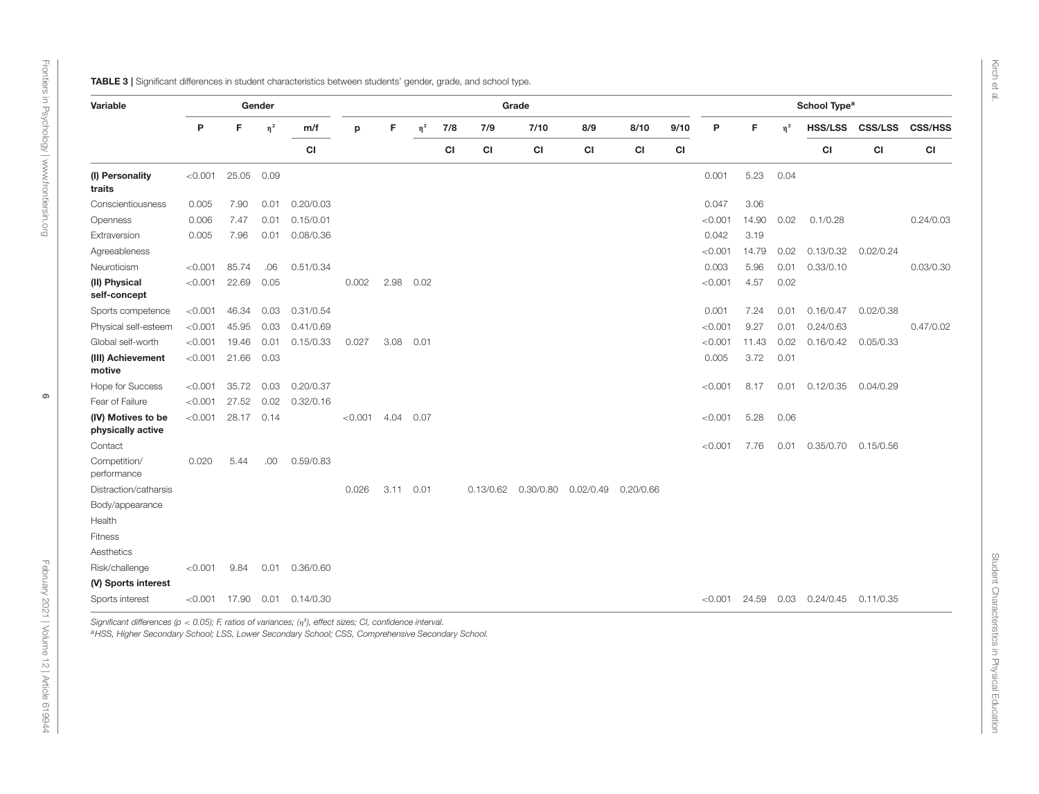**TABLE 3 |** Significant differences in student characteristics between students' gender, grade, and school type.

| Variable | Gender | | | | Grade | | | | | | | | | | School Type[a] | | | | | |
|---|---|---|---|---|---|---|---|---|---|---|---|---|---|---|---|---|---|---|---|---|
| | P | F | $\eta^2$ | m/f | p | F | $\eta^2$ | 7/8 | 7/9 | 7/10 | 8/9 | 8/10 | 9/10 | P | F | $\eta^2$ | HSS/LSS | CSS/LSS | CSS/HSS |
| | | | | CI | | | | CI | CI | CI | CI | CI | CI | | | | CI | CI | CI |
| **(I) Personality traits** | <0.001 | 25.05 | 0.09 | | | | | | | | | | | 0.001 | 5.23 | 0.04 | | | |
| Conscientiousness | 0.005 | 7.90 | 0.01 | 0.20/0.03 | | | | | | | | | | 0.047 | 3.06 | | | | |
| Openness | 0.006 | 7.47 | 0.01 | 0.15/0.01 | | | | | | | | | | <0.001 | 14.90 | 0.02 | 0.1/0.28 | | 0.24/0.03 |
| Extraversion | 0.005 | 7.96 | 0.01 | 0.08/0.36 | | | | | | | | | | 0.042 | 3.19 | | | | |
| Agreeableness | | | | | | | | | | | | | | <0.001 | 14.79 | 0.02 | 0.13/0.32 | 0.02/0.24 | |
| Neuroticism | <0.001 | 85.74 | .06 | 0.51/0.34 | | | | | | | | | | 0.003 | 5.96 | 0.01 | 0.33/0.10 | | 0.03/0.30 |
| **(II) Physical self-concept** | <0.001 | 22.69 | 0.05 | | 0.002 | 2.98 | 0.02 | | | | | | | <0.001 | 4.57 | 0.02 | | | |
| Sports competence | <0.001 | 46.34 | 0.03 | 0.31/0.54 | | | | | | | | | | 0.001 | 7.24 | 0.01 | 0.16/0.47 | 0.02/0.38 | |
| Physical self-esteem | <0.001 | 45.95 | 0.03 | 0.41/0.69 | | | | | | | | | | <0.001 | 9.27 | 0.01 | 0.24/0.63 | | 0.47/0.02 |
| Global self-worth | <0.001 | 19.46 | 0.01 | 0.15/0.33 | 0.027 | 3.08 | 0.01 | | | | | | | <0.001 | 11.43 | 0.02 | 0.16/0.42 | 0.05/0.33 | |
| **(III) Achievement motive** | <0.001 | 21.66 | 0.03 | | | | | | | | | | | 0.005 | 3.72 | 0.01 | | | |
| Hope for Success | <0.001 | 35.72 | 0.03 | 0.20/0.37 | | | | | | | | | | <0.001 | 8.17 | 0.01 | 0.12/0.35 | 0.04/0.29 | |
| Fear of Failure | <0.001 | 27.52 | 0.02 | 0.32/0.16 | | | | | | | | | | | | | | | |
| **(IV) Motives to be physically active** | <0.001 | 28.17 | 0.14 | | <0.001 | 4.04 | 0.07 | | | | | | | <0.001 | 5.28 | 0.06 | | | |
| Contact | | | | | | | | | | | | | | <0.001 | 7.76 | 0.01 | 0.35/0.70 | 0.15/0.56 | |
| Competition/ performance | 0.020 | 5.44 | .00 | 0.59/0.83 | | | | | | | | | | | | | | | |
| Distraction/catharsis | | | | | 0.026 | 3.11 | 0.01 | | 0.13/0.62 | 0.30/0.80 | 0.02/0.49 | 0.20/0.66 | | | | | | | |
| Body/appearance | | | | | | | | | | | | | | | | | | | |
| Health | | | | | | | | | | | | | | | | | | | |
| Fitness | | | | | | | | | | | | | | | | | | | |
| Aesthetics | | | | | | | | | | | | | | | | | | | |
| Risk/challenge | <0.001 | 9.84 | 0.01 | 0.36/0.60 | | | | | | | | | | | | | | | |
| **(V) Sports interest** | | | | | | | | | | | | | | | | | | | |
| Sports interest | <0.001 | 17.90 | 0.01 | 0.14/0.30 | | | | | | | | | | <0.001 | 24.59 | 0.03 | 0.24/0.45 | 0.11/0.35 | |

*Significant differences ($p < 0.05$); F, ratios of variances; ($\eta^2$), effect sizes; CI, confidence interval.*

[a] *HSS, Higher Secondary School; LSS, Lower Secondary School; CSS, Comprehensive Secondary School.*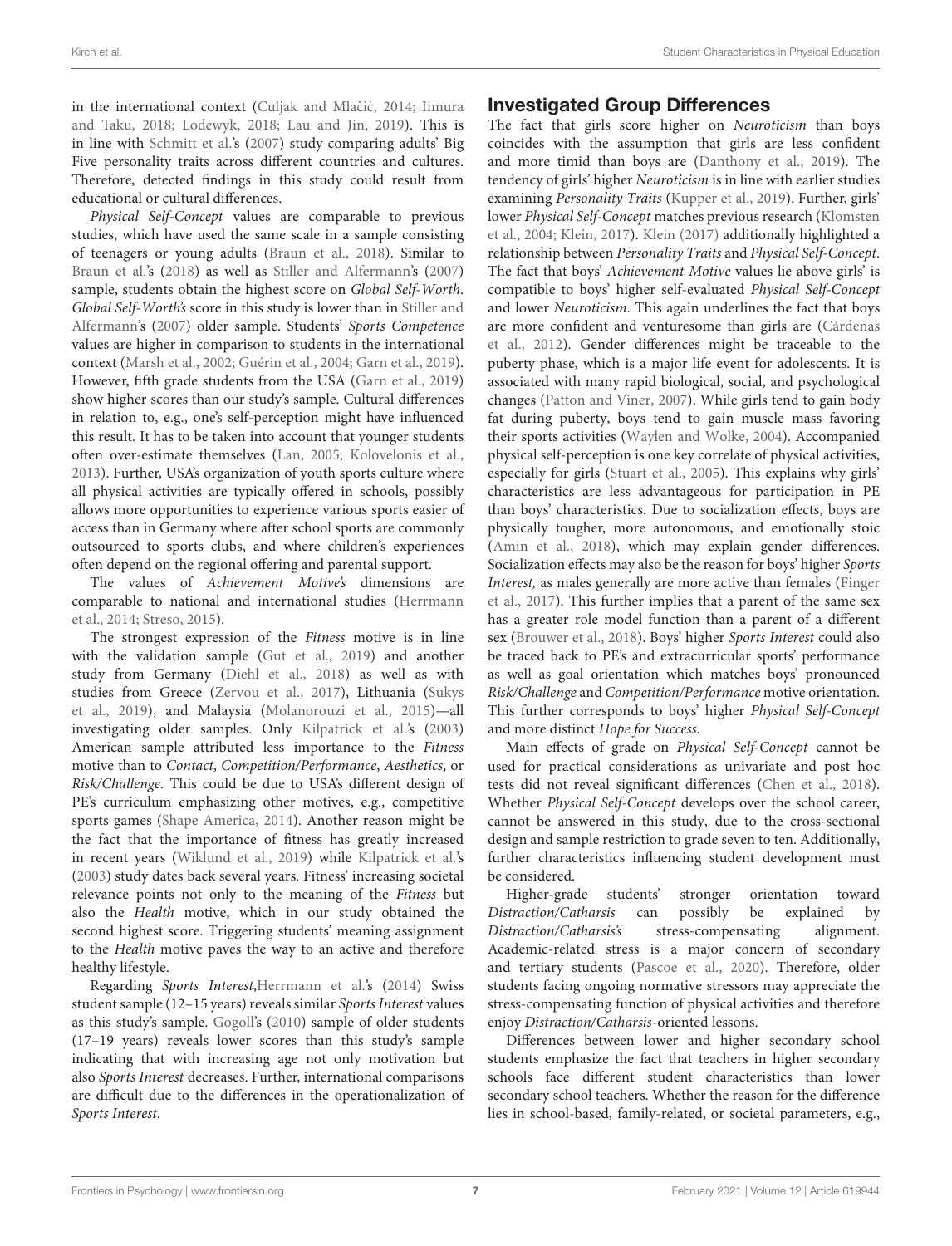in the international context (Culjak and Mlačić, 2014; Iimura and Taku, 2018; Lodewyk, 2018; Lau and Jin, 2019). This is in line with Schmitt et al.'s (2007) study comparing adults' Big Five personality traits across different countries and cultures. Therefore, detected findings in this study could result from educational or cultural differences.

*Physical Self-Concept* values are comparable to previous studies, which have used the same scale in a sample consisting of teenagers or young adults (Braun et al., 2018). Similar to Braun et al.'s (2018) as well as Stiller and Alfermann's (2007) sample, students obtain the highest score on *Global Self-Worth*. *Global Self-Worth's* score in this study is lower than in Stiller and Alfermann's (2007) older sample. Students' *Sports Competence* values are higher in comparison to students in the international context (Marsh et al., 2002; Guérin et al., 2004; Garn et al., 2019). However, fifth grade students from the USA (Garn et al., 2019) show higher scores than our study's sample. Cultural differences in relation to, e.g., one's self-perception might have influenced this result. It has to be taken into account that younger students often over-estimate themselves (Lan, 2005; Kolovelonis et al., 2013). Further, USA's organization of youth sports culture where all physical activities are typically offered in schools, possibly allows more opportunities to experience various sports easier of access than in Germany where after school sports are commonly outsourced to sports clubs, and where children's experiences often depend on the regional offering and parental support.

The values of *Achievement Motive's* dimensions are comparable to national and international studies (Herrmann et al., 2014; Streso, 2015).

The strongest expression of the *Fitness* motive is in line with the validation sample (Gut et al., 2019) and another study from Germany (Diehl et al., 2018) as well as with studies from Greece (Zervou et al., 2017), Lithuania (Sukys et al., 2019), and Malaysia (Molanorouzi et al., 2015)—all investigating older samples. Only Kilpatrick et al.'s (2003) American sample attributed less importance to the *Fitness* motive than to *Contact*, *Competition/Performance*, *Aesthetics*, or *Risk/Challenge*. This could be due to USA's different design of PE's curriculum emphasizing other motives, e.g., competitive sports games (Shape America, 2014). Another reason might be the fact that the importance of fitness has greatly increased in recent years (Wiklund et al., 2019) while Kilpatrick et al.'s (2003) study dates back several years. Fitness' increasing societal relevance points not only to the meaning of the *Fitness* but also the *Health* motive, which in our study obtained the second highest score. Triggering students' meaning assignment to the *Health* motive paves the way to an active and therefore healthy lifestyle.

Regarding *Sports Interest*, Herrmann et al.'s (2014) Swiss student sample (12–15 years) reveals similar *Sports Interest* values as this study's sample. Gogoll's (2010) sample of older students (17–19 years) reveals lower scores than this study's sample indicating that with increasing age not only motivation but also *Sports Interest* decreases. Further, international comparisons are difficult due to the differences in the operationalization of *Sports Interest*.

## Investigated Group Differences

The fact that girls score higher on *Neuroticism* than boys coincides with the assumption that girls are less confident and more timid than boys are (Danthony et al., 2019). The tendency of girls' higher *Neuroticism* is in line with earlier studies examining *Personality Traits* (Kupper et al., 2019). Further, girls' lower *Physical Self-Concept* matches previous research (Klomsten et al., 2004; Klein, 2017). Klein (2017) additionally highlighted a relationship between *Personality Traits* and *Physical Self-Concept*. The fact that boys' *Achievement Motive* values lie above girls' is compatible to boys' higher self-evaluated *Physical Self-Concept* and lower *Neuroticism*. This again underlines the fact that boys are more confident and venturesome than girls are (Cárdenas et al., 2012). Gender differences might be traceable to the puberty phase, which is a major life event for adolescents. It is associated with many rapid biological, social, and psychological changes (Patton and Viner, 2007). While girls tend to gain body fat during puberty, boys tend to gain muscle mass favoring their sports activities (Waylen and Wolke, 2004). Accompanied physical self-perception is one key correlate of physical activities, especially for girls (Stuart et al., 2005). This explains why girls' characteristics are less advantageous for participation in PE than boys' characteristics. Due to socialization effects, boys are physically tougher, more autonomous, and emotionally stoic (Amin et al., 2018), which may explain gender differences. Socialization effects may also be the reason for boys' higher *Sports Interest,* as males generally are more active than females (Finger et al., 2017). This further implies that a parent of the same sex has a greater role model function than a parent of a different sex (Brouwer et al., 2018). Boys' higher *Sports Interest* could also be traced back to PE's and extracurricular sports' performance as well as goal orientation which matches boys' pronounced *Risk/Challenge* and *Competition/Performance* motive orientation. This further corresponds to boys' higher *Physical Self-Concept* and more distinct *Hope for Success*.

Main effects of grade on *Physical Self-Concept* cannot be used for practical considerations as univariate and post hoc tests did not reveal significant differences (Chen et al., 2018). Whether *Physical Self-Concept* develops over the school career, cannot be answered in this study, due to the cross-sectional design and sample restriction to grade seven to ten. Additionally, further characteristics influencing student development must be considered.

Higher-grade students' stronger orientation toward *Distraction/Catharsis* can possibly be explained by *Distraction/Catharsis's* stress-compensating alignment. Academic-related stress is a major concern of secondary and tertiary students (Pascoe et al., 2020). Therefore, older students facing ongoing normative stressors may appreciate the stress-compensating function of physical activities and therefore enjoy *Distraction/Catharsis*-oriented lessons.

Differences between lower and higher secondary school students emphasize the fact that teachers in higher secondary schools face different student characteristics than lower secondary school teachers. Whether the reason for the difference lies in school-based, family-related, or societal parameters, e.g.,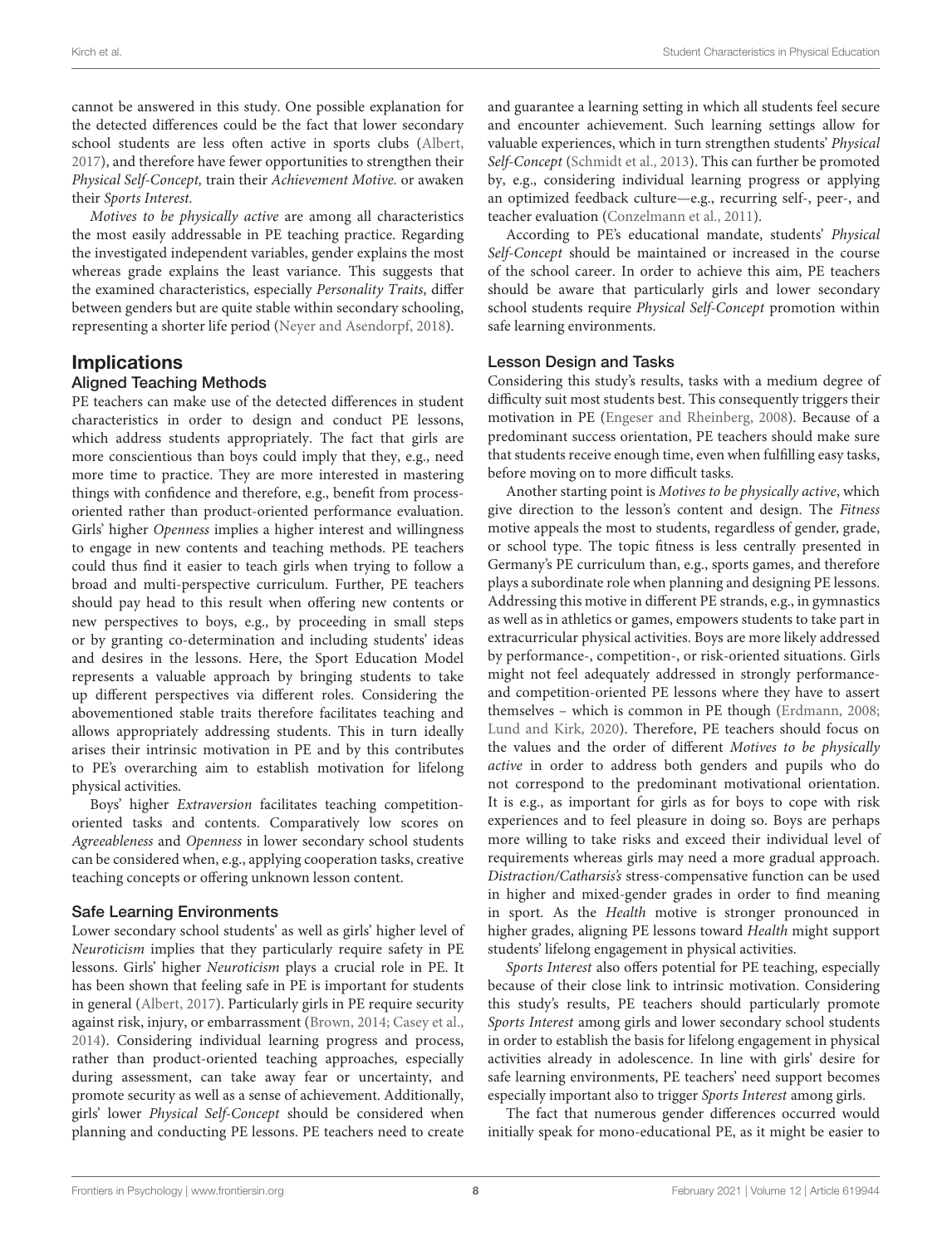cannot be answered in this study. One possible explanation for the detected differences could be the fact that lower secondary school students are less often active in sports clubs (Albert, 2017), and therefore have fewer opportunities to strengthen their *Physical Self-Concept,* train their *Achievement Motive.* or awaken their *Sports Interest.*

*Motives to be physically active* are among all characteristics the most easily addressable in PE teaching practice. Regarding the investigated independent variables, gender explains the most whereas grade explains the least variance. This suggests that the examined characteristics, especially *Personality Traits*, differ between genders but are quite stable within secondary schooling, representing a shorter life period (Neyer and Asendorpf, 2018).

## Implications

### Aligned Teaching Methods

PE teachers can make use of the detected differences in student characteristics in order to design and conduct PE lessons, which address students appropriately. The fact that girls are more conscientious than boys could imply that they, e.g., need more time to practice. They are more interested in mastering things with confidence and therefore, e.g., benefit from process-oriented rather than product-oriented performance evaluation. Girls' higher *Openness* implies a higher interest and willingness to engage in new contents and teaching methods. PE teachers could thus find it easier to teach girls when trying to follow a broad and multi-perspective curriculum. Further, PE teachers should pay head to this result when offering new contents or new perspectives to boys, e.g., by proceeding in small steps or by granting co-determination and including students' ideas and desires in the lessons. Here, the Sport Education Model represents a valuable approach by bringing students to take up different perspectives via different roles. Considering the abovementioned stable traits therefore facilitates teaching and allows appropriately addressing students. This in turn ideally arises their intrinsic motivation in PE and by this contributes to PE's overarching aim to establish motivation for lifelong physical activities.

Boys' higher *Extraversion* facilitates teaching competition-oriented tasks and contents. Comparatively low scores on *Agreeableness* and *Openness* in lower secondary school students can be considered when, e.g., applying cooperation tasks, creative teaching concepts or offering unknown lesson content.

### Safe Learning Environments

Lower secondary school students' as well as girls' higher level of *Neuroticism* implies that they particularly require safety in PE lessons. Girls' higher *Neuroticism* plays a crucial role in PE. It has been shown that feeling safe in PE is important for students in general (Albert, 2017). Particularly girls in PE require security against risk, injury, or embarrassment (Brown, 2014; Casey et al., 2014). Considering individual learning progress and process, rather than product-oriented teaching approaches, especially during assessment, can take away fear or uncertainty, and promote security as well as a sense of achievement. Additionally, girls' lower *Physical Self-Concept* should be considered when planning and conducting PE lessons. PE teachers need to create and guarantee a learning setting in which all students feel secure and encounter achievement. Such learning settings allow for valuable experiences, which in turn strengthen students' *Physical Self-Concept* (Schmidt et al., 2013). This can further be promoted by, e.g., considering individual learning progress or applying an optimized feedback culture—e.g., recurring self-, peer-, and teacher evaluation (Conzelmann et al., 2011).

According to PE's educational mandate, students' *Physical Self-Concept* should be maintained or increased in the course of the school career. In order to achieve this aim, PE teachers should be aware that particularly girls and lower secondary school students require *Physical Self-Concept* promotion within safe learning environments.

### Lesson Design and Tasks

Considering this study's results, tasks with a medium degree of difficulty suit most students best. This consequently triggers their motivation in PE (Engeser and Rheinberg, 2008). Because of a predominant success orientation, PE teachers should make sure that students receive enough time, even when fulfilling easy tasks, before moving on to more difficult tasks.

Another starting point is *Motives to be physically active*, which give direction to the lesson's content and design. The *Fitness* motive appeals the most to students, regardless of gender, grade, or school type. The topic fitness is less centrally presented in Germany's PE curriculum than, e.g., sports games, and therefore plays a subordinate role when planning and designing PE lessons. Addressing this motive in different PE strands, e.g., in gymnastics as well as in athletics or games, empowers students to take part in extracurricular physical activities. Boys are more likely addressed by performance-, competition-, or risk-oriented situations. Girls might not feel adequately addressed in strongly performance- and competition-oriented PE lessons where they have to assert themselves – which is common in PE though (Erdmann, 2008; Lund and Kirk, 2020). Therefore, PE teachers should focus on the values and the order of different *Motives to be physically active* in order to address both genders and pupils who do not correspond to the predominant motivational orientation. It is e.g., as important for girls as for boys to cope with risk experiences and to feel pleasure in doing so. Boys are perhaps more willing to take risks and exceed their individual level of requirements whereas girls may need a more gradual approach. *Distraction/Catharsis's* stress-compensative function can be used in higher and mixed-gender grades in order to find meaning in sport. As the *Health* motive is stronger pronounced in higher grades, aligning PE lessons toward *Health* might support students' lifelong engagement in physical activities.

*Sports Interest* also offers potential for PE teaching, especially because of their close link to intrinsic motivation. Considering this study's results, PE teachers should particularly promote *Sports Interest* among girls and lower secondary school students in order to establish the basis for lifelong engagement in physical activities already in adolescence. In line with girls' desire for safe learning environments, PE teachers' need support becomes especially important also to trigger *Sports Interest* among girls.

The fact that numerous gender differences occurred would initially speak for mono-educational PE, as it might be easier to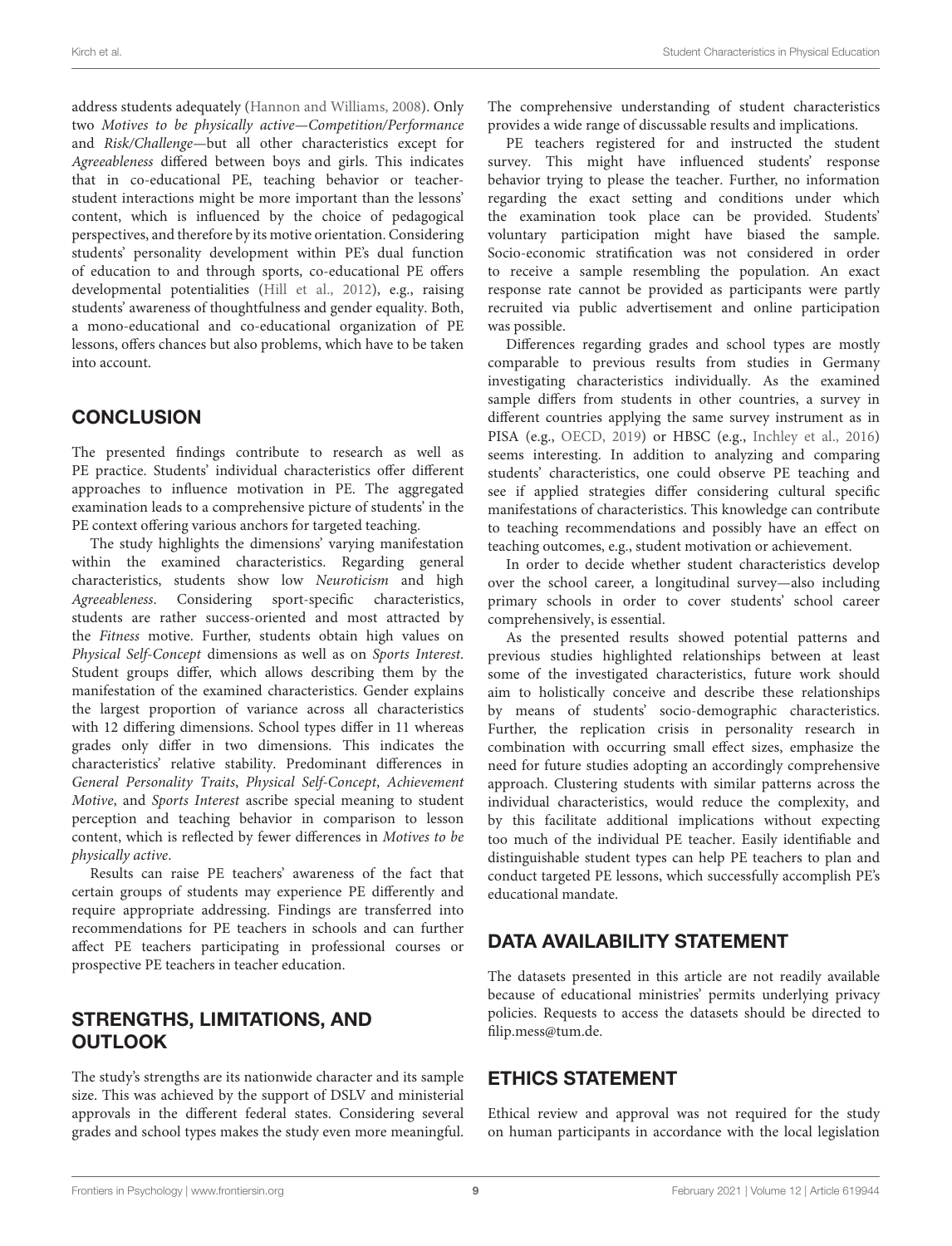address students adequately (Hannon and Williams, 2008). Only two *Motives to be physically active—Competition/Performance* and *Risk/Challenge*—but all other characteristics except for *Agreeableness* differed between boys and girls. This indicates that in co-educational PE, teaching behavior or teacher-student interactions might be more important than the lessons' content, which is influenced by the choice of pedagogical perspectives, and therefore by its motive orientation. Considering students' personality development within PE's dual function of education to and through sports, co-educational PE offers developmental potentialities (Hill et al., 2012), e.g., raising students' awareness of thoughtfulness and gender equality. Both, a mono-educational and co-educational organization of PE lessons, offers chances but also problems, which have to be taken into account.

## CONCLUSION

The presented findings contribute to research as well as PE practice. Students' individual characteristics offer different approaches to influence motivation in PE. The aggregated examination leads to a comprehensive picture of students' in the PE context offering various anchors for targeted teaching.

The study highlights the dimensions' varying manifestation within the examined characteristics. Regarding general characteristics, students show low *Neuroticism* and high *Agreeableness*. Considering sport-specific characteristics, students are rather success-oriented and most attracted by the *Fitness* motive. Further, students obtain high values on *Physical Self-Concept* dimensions as well as on *Sports Interest*. Student groups differ, which allows describing them by the manifestation of the examined characteristics. Gender explains the largest proportion of variance across all characteristics with 12 differing dimensions. School types differ in 11 whereas grades only differ in two dimensions. This indicates the characteristics' relative stability. Predominant differences in *General Personality Traits*, *Physical Self-Concept*, *Achievement Motive*, and *Sports Interest* ascribe special meaning to student perception and teaching behavior in comparison to lesson content, which is reflected by fewer differences in *Motives to be physically active*.

Results can raise PE teachers' awareness of the fact that certain groups of students may experience PE differently and require appropriate addressing. Findings are transferred into recommendations for PE teachers in schools and can further affect PE teachers participating in professional courses or prospective PE teachers in teacher education.

## STRENGTHS, LIMITATIONS, AND OUTLOOK

The study's strengths are its nationwide character and its sample size. This was achieved by the support of DSLV and ministerial approvals in the different federal states. Considering several grades and school types makes the study even more meaningful. The comprehensive understanding of student characteristics provides a wide range of discussable results and implications.

PE teachers registered for and instructed the student survey. This might have influenced students' response behavior trying to please the teacher. Further, no information regarding the exact setting and conditions under which the examination took place can be provided. Students' voluntary participation might have biased the sample. Socio-economic stratification was not considered in order to receive a sample resembling the population. An exact response rate cannot be provided as participants were partly recruited via public advertisement and online participation was possible.

Differences regarding grades and school types are mostly comparable to previous results from studies in Germany investigating characteristics individually. As the examined sample differs from students in other countries, a survey in different countries applying the same survey instrument as in PISA (e.g., OECD, 2019) or HBSC (e.g., Inchley et al., 2016) seems interesting. In addition to analyzing and comparing students' characteristics, one could observe PE teaching and see if applied strategies differ considering cultural specific manifestations of characteristics. This knowledge can contribute to teaching recommendations and possibly have an effect on teaching outcomes, e.g., student motivation or achievement.

In order to decide whether student characteristics develop over the school career, a longitudinal survey—also including primary schools in order to cover students' school career comprehensively, is essential.

As the presented results showed potential patterns and previous studies highlighted relationships between at least some of the investigated characteristics, future work should aim to holistically conceive and describe these relationships by means of students' socio-demographic characteristics. Further, the replication crisis in personality research in combination with occurring small effect sizes, emphasize the need for future studies adopting an accordingly comprehensive approach. Clustering students with similar patterns across the individual characteristics, would reduce the complexity, and by this facilitate additional implications without expecting too much of the individual PE teacher. Easily identifiable and distinguishable student types can help PE teachers to plan and conduct targeted PE lessons, which successfully accomplish PE's educational mandate.

## DATA AVAILABILITY STATEMENT

The datasets presented in this article are not readily available because of educational ministries' permits underlying privacy policies. Requests to access the datasets should be directed to filip.mess@tum.de.

## ETHICS STATEMENT

Ethical review and approval was not required for the study on human participants in accordance with the local legislation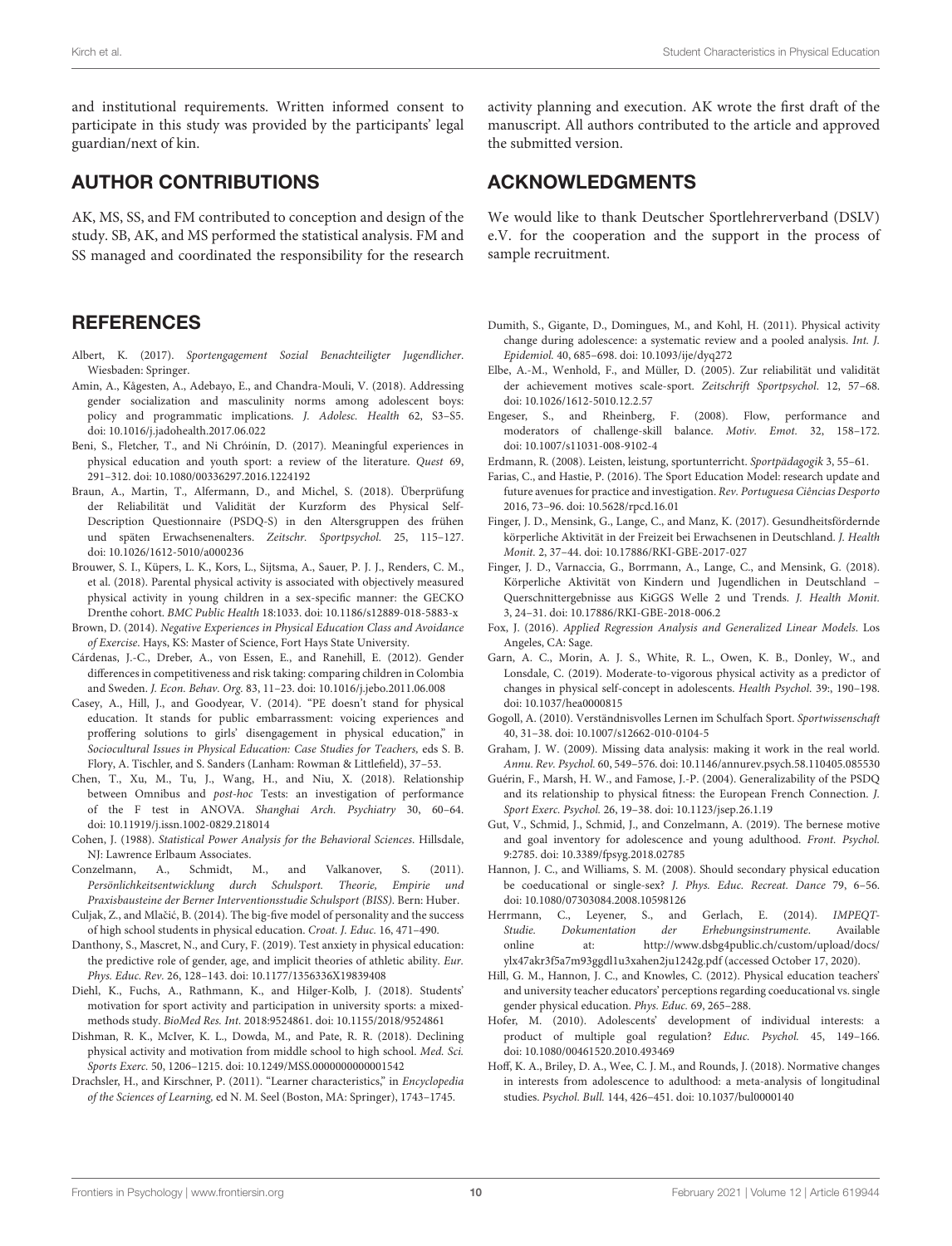and institutional requirements. Written informed consent to participate in this study was provided by the participants' legal guardian/next of kin.

## AUTHOR CONTRIBUTIONS

AK, MS, SS, and FM contributed to conception and design of the study. SB, AK, and MS performed the statistical analysis. FM and SS managed and coordinated the responsibility for the research activity planning and execution. AK wrote the first draft of the manuscript. All authors contributed to the article and approved the submitted version.

## ACKNOWLEDGMENTS

We would like to thank Deutscher Sportlehrerverband (DSLV) e.V. for the cooperation and the support in the process of sample recruitment.

## REFERENCES

Albert, K. (2017). *Sportengagement Sozial Benachteiligter Jugendlicher*. Wiesbaden: Springer.

Amin, A., Kågesten, A., Adebayo, E., and Chandra-Mouli, V. (2018). Addressing gender socialization and masculinity norms among adolescent boys: policy and programmatic implications. *J. Adolesc. Health* 62, S3–S5. doi: 10.1016/j.jadohealth.2017.06.022

Beni, S., Fletcher, T., and Ní Chróinín, D. (2017). Meaningful experiences in physical education and youth sport: a review of the literature. *Quest* 69, 291–312. doi: 10.1080/00336297.2016.1224192

Braun, A., Martin, T., Alfermann, D., and Michel, S. (2018). Überprüfung der Reliabilität und Validität der Kurzform des Physical Self-Description Questionnaire (PSDQ-S) in den Altersgruppen des frühen und späten Erwachsenenalters. *Zeitschr. Sportpsychol.* 25, 115–127. doi: 10.1026/1612-5010/a000236

Brouwer, S. I., Küpers, L. K., Kors, L., Sijtsma, A., Sauer, P. J. J., Renders, C. M., et al. (2018). Parental physical activity is associated with objectively measured physical activity in young children in a sex-specific manner: the GECKO Drenthe cohort. *BMC Public Health* 18:1033. doi: 10.1186/s12889-018-5883-x

Brown, D. (2014). *Negative Experiences in Physical Education Class and Avoidance of Exercise*. Hays, KS: Master of Science, Fort Hays State University.

Cárdenas, J.-C., Dreber, A., von Essen, E., and Ranehill, E. (2012). Gender differences in competitiveness and risk taking: comparing children in Colombia and Sweden. *J. Econ. Behav. Org.* 83, 11–23. doi: 10.1016/j.jebo.2011.06.008

Casey, A., Hill, J., and Goodyear, V. (2014). "PE doesn't stand for physical education. It stands for public embarrassment: voicing experiences and proffering solutions to girls' disengagement in physical education," in *Sociocultural Issues in Physical Education: Case Studies for Teachers,* eds S. B. Flory, A. Tischler, and S. Sanders (Lanham: Rowman & Littlefield), 37–53.

Chen, T., Xu, M., Tu, J., Wang, H., and Niu, X. (2018). Relationship between Omnibus and *post-hoc* Tests: an investigation of performance of the F test in ANOVA. *Shanghai Arch. Psychiatry* 30, 60–64. doi: 10.11919/j.issn.1002-0829.218014

Cohen, J. (1988). *Statistical Power Analysis for the Behavioral Sciences*. Hillsdale, NJ: Lawrence Erlbaum Associates.

Conzelmann, A., Schmidt, M., and Valkanover, S. (2011). *Persönlichkeitsentwicklung durch Schulsport. Theorie, Empirie und Praxisbausteine der Berner Interventionsstudie Schulsport (BISS)*. Bern: Huber.

Culjak, Z., and Mlačić, B. (2014). The big-five model of personality and the success of high school students in physical education. *Croat. J. Educ.* 16, 471–490.

Danthony, S., Mascret, N., and Cury, F. (2019). Test anxiety in physical education: the predictive role of gender, age, and implicit theories of athletic ability. *Eur. Phys. Educ. Rev.* 26, 128–143. doi: 10.1177/1356336X19839408

Diehl, K., Fuchs, A., Rathmann, K., and Hilger-Kolb, J. (2018). Students' motivation for sport activity and participation in university sports: a mixed-methods study. *BioMed Res. Int.* 2018:9524861. doi: 10.1155/2018/9524861

Dishman, R. K., McIver, K. L., Dowda, M., and Pate, R. R. (2018). Declining physical activity and motivation from middle school to high school. *Med. Sci. Sports Exerc.* 50, 1206–1215. doi: 10.1249/MSS.0000000000001542

Drachsler, H., and Kirschner, P. (2011). "Learner characteristics," in *Encyclopedia of the Sciences of Learning,* ed N. M. Seel (Boston, MA: Springer), 1743–1745.

Dumith, S., Gigante, D., Domingues, M., and Kohl, H. (2011). Physical activity change during adolescence: a systematic review and a pooled analysis. *Int. J. Epidemiol.* 40, 685–698. doi: 10.1093/ije/dyq272

Elbe, A.-M., Wenhold, F., and Müller, D. (2005). Zur reliabilität und validität der achievement motives scale-sport. *Zeitschrift Sportpsychol.* 12, 57–68. doi: 10.1026/1612-5010.12.2.57

Engeser, S., and Rheinberg, F. (2008). Flow, performance and moderators of challenge-skill balance. *Motiv. Emot.* 32, 158–172. doi: 10.1007/s11031-008-9102-4

Erdmann, R. (2008). Leisten, leistung, sportunterricht. *Sportpädagogik* 3, 55–61.

Farias, C., and Hastie, P. (2016). The Sport Education Model: research update and future avenues for practice and investigation. *Rev. Portuguesa Ciências Desporto* 2016, 73–96. doi: 10.5628/rpcd.16.01

Finger, J. D., Mensink, G., Lange, C., and Manz, K. (2017). Gesundheitsfördernde körperliche Aktivität in der Freizeit bei Erwachsenen in Deutschland. *J. Health Monit.* 2, 37–44. doi: 10.17886/RKI-GBE-2017-027

Finger, J. D., Varnaccia, G., Borrmann, A., Lange, C., and Mensink, G. (2018). Körperliche Aktivität von Kindern und Jugendlichen in Deutschland – Querschnittergebnisse aus KiGGS Welle 2 und Trends. *J. Health Monit.* 3, 24–31. doi: 10.17886/RKI-GBE-2018-006.2

Fox, J. (2016). *Applied Regression Analysis and Generalized Linear Models*. Los Angeles, CA: Sage.

Garn, A. C., Morin, A. J. S., White, R. L., Owen, K. B., Donley, W., and Lonsdale, C. (2019). Moderate-to-vigorous physical activity as a predictor of changes in physical self-concept in adolescents. *Health Psychol.* 39:, 190–198. doi: 10.1037/hea0000815

Gogoll, A. (2010). Verständnisvolles Lernen im Schulfach Sport. *Sportwissenschaft* 40, 31–38. doi: 10.1007/s12662-010-0104-5

Graham, J. W. (2009). Missing data analysis: making it work in the real world. *Annu. Rev. Psychol.* 60, 549–576. doi: 10.1146/annurev.psych.58.110405.085530

Guérin, F., Marsh, H. W., and Famose, J.-P. (2004). Generalizability of the PSDQ and its relationship to physical fitness: the European French Connection. *J. Sport Exerc. Psychol.* 26, 19–38. doi: 10.1123/jsep.26.1.19

Gut, V., Schmid, J., Schmid, J., and Conzelmann, A. (2019). The bernese motive and goal inventory for adolescence and young adulthood. *Front. Psychol.* 9:2785. doi: 10.3389/fpsyg.2018.02785

Hannon, J. C., and Williams, S. M. (2008). Should secondary physical education be coeducational or single-sex? *J. Phys. Educ. Recreat. Dance* 79, 6–56. doi: 10.1080/07303084.2008.10598126

Herrmann, C., Leyener, S., and Gerlach, E. (2014). *IMPEQT-Studie. Dokumentation der Erhebungsinstrumente*. Available online at: http://www.dsbg4public.ch/custom/upload/docs/ylx47akr3f5a7m93ggdl1u3xahen2ju1242g.pdf (accessed October 17, 2020).

Hill, G. M., Hannon, J. C., and Knowles, C. (2012). Physical education teachers' and university teacher educators' perceptions regarding coeducational vs. single gender physical education. *Phys. Educ.* 69, 265–288.

Hofer, M. (2010). Adolescents' development of individual interests: a product of multiple goal regulation? *Educ. Psychol.* 45, 149–166. doi: 10.1080/00461520.2010.493469

Hoff, K. A., Briley, D. A., Wee, C. J. M., and Rounds, J. (2018). Normative changes in interests from adolescence to adulthood: a meta-analysis of longitudinal studies. *Psychol. Bull.* 144, 426–451. doi: 10.1037/bul0000140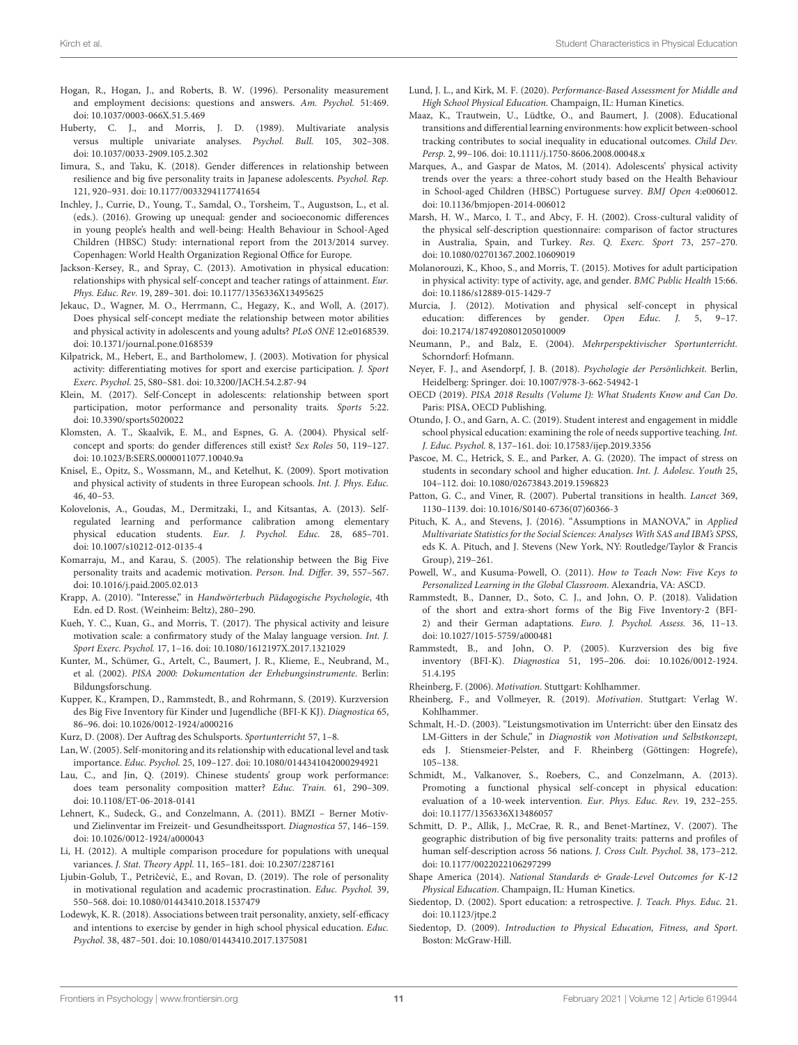Hogan, R., Hogan, J., and Roberts, B. W. (1996). Personality measurement and employment decisions: questions and answers. *Am. Psychol.* 51:469. doi: 10.1037/0003-066X.51.5.469

Huberty, C. J., and Morris, J. D. (1989). Multivariate analysis versus multiple univariate analyses. *Psychol. Bull.* 105, 302–308. doi: 10.1037/0033-2909.105.2.302

Iimura, S., and Taku, K. (2018). Gender differences in relationship between resilience and big five personality traits in Japanese adolescents. *Psychol. Rep.* 121, 920–931. doi: 10.1177/0033294117741654

Inchley, J., Currie, D., Young, T., Samdal, O., Torsheim, T., Augustson, L., et al. (eds.). (2016). Growing up unequal: gender and socioeconomic differences in young people's health and well-being: Health Behaviour in School-Aged Children (HBSC) Study: international report from the 2013/2014 survey. Copenhagen: World Health Organization Regional Office for Europe.

Jackson-Kersey, R., and Spray, C. (2013). Amotivation in physical education: relationships with physical self-concept and teacher ratings of attainment. *Eur. Phys. Educ. Rev.* 19, 289–301. doi: 10.1177/1356336X13495625

Jekauc, D., Wagner, M. O., Herrmann, C., Hegazy, K., and Woll, A. (2017). Does physical self-concept mediate the relationship between motor abilities and physical activity in adolescents and young adults? *PLoS ONE* 12:e0168539. doi: 10.1371/journal.pone.0168539

Kilpatrick, M., Hebert, E., and Bartholomew, J. (2003). Motivation for physical activity: differentiating motives for sport and exercise participation. *J. Sport Exerc. Psychol.* 25, S80–S81. doi: 10.3200/JACH.54.2.87-94

Klein, M. (2017). Self-Concept in adolescents: relationship between sport participation, motor performance and personality traits. *Sports* 5:22. doi: 10.3390/sports5020022

Klomsten, A. T., Skaalvik, E. M., and Espnes, G. A. (2004). Physical self-concept and sports: do gender differences still exist? *Sex Roles* 50, 119–127. doi: 10.1023/B:SERS.0000011077.10040.9a

Knisel, E., Opitz, S., Wossmann, M., and Ketelhut, K. (2009). Sport motivation and physical activity of students in three European schools. *Int. J. Phys. Educ.* 46, 40–53.

Kolovelonis, A., Goudas, M., Dermitzaki, I., and Kitsantas, A. (2013). Self-regulated learning and performance calibration among elementary physical education students. *Eur. J. Psychol. Educ.* 28, 685–701. doi: 10.1007/s10212-012-0135-4

Komarraju, M., and Karau, S. (2005). The relationship between the Big Five personality traits and academic motivation. *Person. Ind. Differ.* 39, 557–567. doi: 10.1016/j.paid.2005.02.013

Krapp, A. (2010). "Interesse," in *Handwörterbuch Pädagogische Psychologie*, 4th Edn. ed D. Rost. (Weinheim: Beltz), 280–290.

Kueh, Y. C., Kuan, G., and Morris, T. (2017). The physical activity and leisure motivation scale: a confirmatory study of the Malay language version. *Int. J. Sport Exerc. Psychol.* 17, 1–16. doi: 10.1080/1612197X.2017.1321029

Kunter, M., Schümer, G., Artelt, C., Baumert, J. R., Klieme, E., Neubrand, M., et al. (2002). *PISA 2000: Dokumentation der Erhebungsinstrumente*. Berlin: Bildungsforschung.

Kupper, K., Krampen, D., Rammstedt, B., and Rohrmann, S. (2019). Kurzversion des Big Five Inventory für Kinder und Jugendliche (BFI-K KJ). *Diagnostica* 65, 86–96. doi: 10.1026/0012-1924/a000216

Kurz, D. (2008). Der Auftrag des Schulsports. *Sportunterricht* 57, 1–8.

Lan, W. (2005). Self-monitoring and its relationship with educational level and task importance. *Educ. Psychol.* 25, 109–127. doi: 10.1080/0144341042000294921

Lau, C., and Jin, Q. (2019). Chinese students' group work performance: does team personality composition matter? *Educ. Train.* 61, 290–309. doi: 10.1108/ET-06-2018-0141

Lehnert, K., Sudeck, G., and Conzelmann, A. (2011). BMZI – Berner Motiv- und Zielinventar im Freizeit- und Gesundheitssport. *Diagnostica* 57, 146–159. doi: 10.1026/0012-1924/a000043

Li, H. (2012). A multiple comparison procedure for populations with unequal variances. *J. Stat. Theory Appl.* 11, 165–181. doi: 10.2307/2287161

Ljubin-Golub, T., Petričević, E., and Rovan, D. (2019). The role of personality in motivational regulation and academic procrastination. *Educ. Psychol.* 39, 550–568. doi: 10.1080/01443410.2018.1537479

Lodewyk, K. R. (2018). Associations between trait personality, anxiety, self-efficacy and intentions to exercise by gender in high school physical education. *Educ. Psychol.* 38, 487–501. doi: 10.1080/01443410.2017.1375081

Lund, J. L., and Kirk, M. F. (2020). *Performance-Based Assessment for Middle and High School Physical Education*. Champaign, IL: Human Kinetics.

Maaz, K., Trautwein, U., Lüdtke, O., and Baumert, J. (2008). Educational transitions and differential learning environments: how explicit between-school tracking contributes to social inequality in educational outcomes. *Child Dev. Persp.* 2, 99–106. doi: 10.1111/j.1750-8606.2008.00048.x

Marques, A., and Gaspar de Matos, M. (2014). Adolescents' physical activity trends over the years: a three-cohort study based on the Health Behaviour in School-aged Children (HBSC) Portuguese survey. *BMJ Open* 4:e006012. doi: 10.1136/bmjopen-2014-006012

Marsh, H. W., Marco, I. T., and Abcy, F. H. (2002). Cross-cultural validity of the physical self-description questionnaire: comparison of factor structures in Australia, Spain, and Turkey. *Res. Q. Exerc. Sport* 73, 257–270. doi: 10.1080/02701367.2002.10609019

Molanorouzi, K., Khoo, S., and Morris, T. (2015). Motives for adult participation in physical activity: type of activity, age, and gender. *BMC Public Health* 15:66. doi: 10.1186/s12889-015-1429-7

Murcia, J. (2012). Motivation and physical self-concept in physical education: differences by gender. *Open Educ. J.* 5, 9–17. doi: 10.2174/1874920801205010009

Neumann, P., and Balz, E. (2004). *Mehrperspektivischer Sportunterricht*. Schorndorf: Hofmann.

Neyer, F. J., and Asendorpf, J. B. (2018). *Psychologie der Persönlichkeit*. Berlin, Heidelberg: Springer. doi: 10.1007/978-3-662-54942-1

OECD (2019). *PISA 2018 Results (Volume I): What Students Know and Can Do*. Paris: PISA, OECD Publishing.

Otundo, J. O., and Garn, A. C. (2019). Student interest and engagement in middle school physical education: examining the role of needs supportive teaching. *Int. J. Educ. Psychol.* 8, 137–161. doi: 10.17583/ijep.2019.3356

Pascoe, M. C., Hetrick, S. E., and Parker, A. G. (2020). The impact of stress on students in secondary school and higher education. *Int. J. Adolesc. Youth* 25, 104–112. doi: 10.1080/02673843.2019.1596823

Patton, G. C., and Viner, R. (2007). Pubertal transitions in health. *Lancet* 369, 1130–1139. doi: 10.1016/S0140-6736(07)60366-3

Pituch, K. A., and Stevens, J. (2016). "Assumptions in MANOVA," in *Applied Multivariate Statistics for the Social Sciences: Analyses With SAS and IBM's SPSS*, eds K. A. Pituch, and J. Stevens (New York, NY: Routledge/Taylor & Francis Group), 219–261.

Powell, W., and Kusuma-Powell, O. (2011). *How to Teach Now: Five Keys to Personalized Learning in the Global Classroom*. Alexandria, VA: ASCD.

Rammstedt, B., Danner, D., Soto, C. J., and John, O. P. (2018). Validation of the short and extra-short forms of the Big Five Inventory-2 (BFI-2) and their German adaptations. *Euro. J. Psychol. Assess.* 36, 11–13. doi: 10.1027/1015-5759/a000481

Rammstedt, B., and John, O. P. (2005). Kurzversion des big five inventory (BFI-K). *Diagnostica* 51, 195–206. doi: 10.1026/0012-1924.51.4.195

Rheinberg, F. (2006). *Motivation*. Stuttgart: Kohlhammer.

Rheinberg, F., and Vollmeyer, R. (2019). *Motivation*. Stuttgart: Verlag W. Kohlhammer.

Schmalt, H.-D. (2003). "Leistungsmotivation im Unterricht: über den Einsatz des LM-Gitters in der Schule," in *Diagnostik von Motivation und Selbstkonzept*, eds J. Stiensmeier-Pelster, and F. Rheinberg (Göttingen: Hogrefe), 105–138.

Schmidt, M., Valkanover, S., Roebers, C., and Conzelmann, A. (2013). Promoting a functional physical self-concept in physical education: evaluation of a 10-week intervention. *Eur. Phys. Educ. Rev.* 19, 232–255. doi: 10.1177/1356336X13486057

Schmitt, D. P., Allik, J., McCrae, R. R., and Benet-Martínez, V. (2007). The geographic distribution of big five personality traits: patterns and profiles of human self-description across 56 nations. *J. Cross Cult. Psychol.* 38, 173–212. doi: 10.1177/0022022106297299

Shape America (2014). *National Standards & Grade-Level Outcomes for K-12 Physical Education*. Champaign, IL: Human Kinetics.

Siedentop, D. (2002). Sport education: a retrospective. *J. Teach. Phys. Educ.* 21. doi: 10.1123/jtpe.2

Siedentop, D. (2009). *Introduction to Physical Education, Fitness, and Sport*. Boston: McGraw-Hill.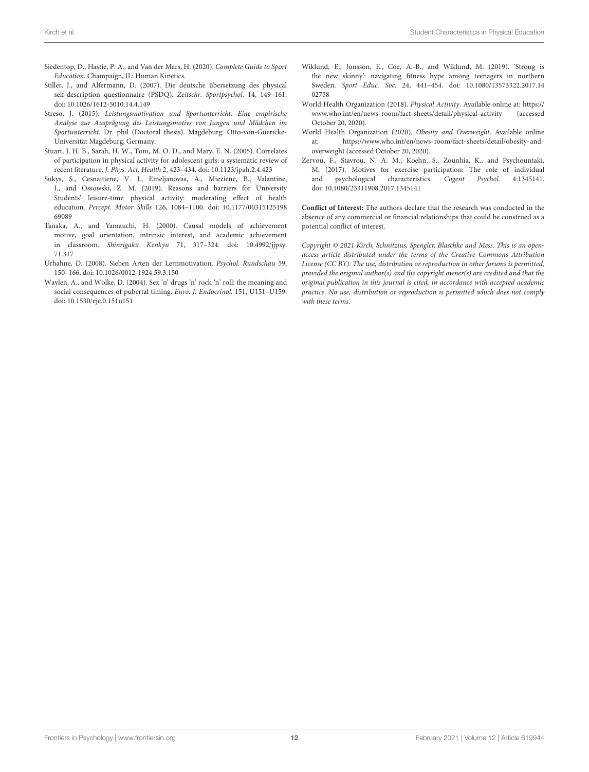Siedentop, D., Hastie, P. A., and Van der Mars, H. (2020). *Complete Guide to Sport Education*. Champaign, IL: Human Kinetics.

Stiller, J., and Alfermann, D. (2007). Die deutsche übersetzung des physical self-description questionnaire (PSDQ). *Zeitschr. Sportpsychol.* 14, 149–161. doi: 10.1026/1612-5010.14.4.149

Streso, J. (2015). *Leistungsmotivation und Sportunterricht. Eine empirische Analyse zur Ausprägung des Leistungsmotivs von Jungen und Mädchen im Sportunterricht*. Dr. phil (Doctoral thesis). Magdeburg: Otto-von-Guericke-Universität Magdeburg, Germany.

Stuart, J. H. B., Sarah, H. W., Toni, M. O. D., and Mary, E. N. (2005). Correlates of participation in physical activity for adolescent girls: a systematic review of recent literature. *J. Phys. Act. Health* 2, 423–434. doi: 10.1123/jpah.2.4.423

Sukys, S., Cesnaitiene, V. J., Emeljanovas, A., Mieziene, B., Valantine, I., and Ossowski, Z. M. (2019). Reasons and barriers for University Students' leisure-time physical activity: moderating effect of health education. *Percept. Motor Skills* 126, 1084–1100. doi: 10.1177/0031512519869089

Tanaka, A., and Yamauchi, H. (2000). Causal models of achievement motive, goal orientation, intrinsic interest, and academic achievement in classroom. *Shinrigaku Kenkyu* 71, 317–324. doi: 10.4992/jjpsy.71.317

Urhahne, D. (2008). Sieben Arten der Lernmotivation. *Psychol. Rundschau* 59, 150–166. doi: 10.1026/0012-1924.59.3.150

Waylen, A., and Wolke, D. (2004). Sex 'n' drugs 'n' rock 'n' roll: the meaning and social consequences of pubertal timing. *Euro. J. Endocrinol.* 151, U151–U159. doi: 10.1530/eje.0.151u151

Wiklund, E., Jonsson, E., Coe, A.-B., and Wiklund, M. (2019). 'Strong is the new skinny': navigating fitness hype among teenagers in northern Sweden. *Sport Educ. Soc.* 24, 441–454. doi: 10.1080/13573322.2017.1402758

World Health Organization (2018). *Physical Activity*. Available online at: https://www.who.int/en/news-room/fact-sheets/detail/physical-activity (accessed October 20, 2020).

World Health Organization (2020). *Obesity and Overweight*. Available online at: https://www.who.int/en/news-room/fact-sheets/detail/obesity-and-overweight (accessed October 20, 2020).

Zervou, F., Stavrou, N. A. M., Koehn, S., Zounhia, K., and Psychountaki, M. (2017). Motives for exercise participation: The role of individual and psychological characteristics. *Cogent Psychol.* 4:1345141. doi: 10.1080/23311908.2017.1345141

**Conflict of Interest:** The authors declare that the research was conducted in the absence of any commercial or financial relationships that could be construed as a potential conflict of interest.

*Copyright © 2021 Kirch, Schnitzius, Spengler, Blaschke and Mess. This is an open-access article distributed under the terms of the Creative Commons Attribution License (CC BY). The use, distribution or reproduction in other forums is permitted, provided the original author(s) and the copyright owner(s) are credited and that the original publication in this journal is cited, in accordance with accepted academic practice. No use, distribution or reproduction is permitted which does not comply with these terms.*